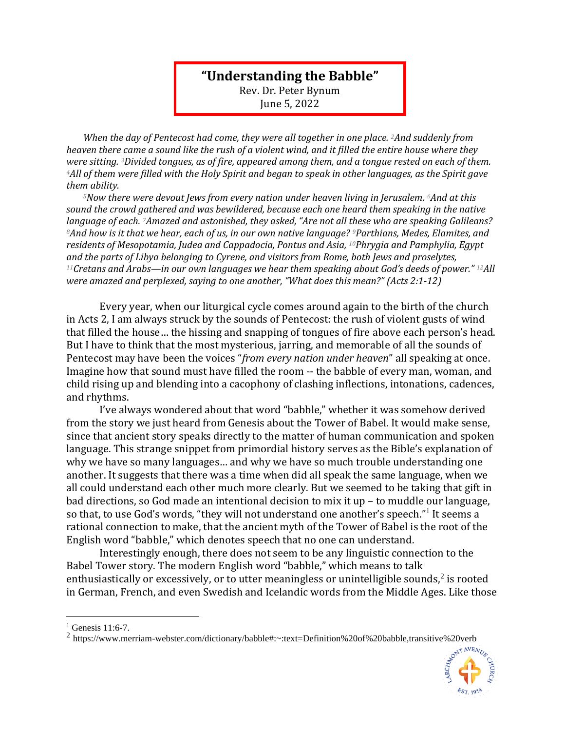# "Understanding the Babble"

Rev. Dr. Peter Bynum
June 5, 2022

*When the day of Pentecost had come, they were all together in one place. 2And suddenly from heaven there came a sound like the rush of a violent wind, and it filled the entire house where they were sitting. 3Divided tongues, as of fire, appeared among them, and a tongue rested on each of them. 4All of them were filled with the Holy Spirit and began to speak in other languages, as the Spirit gave them ability.*

*5Now there were devout Jews from every nation under heaven living in Jerusalem. 6And at this sound the crowd gathered and was bewildered, because each one heard them speaking in the native language of each. 7Amazed and astonished, they asked, "Are not all these who are speaking Galileans? 8And how is it that we hear, each of us, in our own native language? 9Parthians, Medes, Elamites, and residents of Mesopotamia, Judea and Cappadocia, Pontus and Asia, 10Phrygia and Pamphylia, Egypt and the parts of Libya belonging to Cyrene, and visitors from Rome, both Jews and proselytes, 11Cretans and Arabs—in our own languages we hear them speaking about God's deeds of power." 12All were amazed and perplexed, saying to one another, "What does this mean?" (Acts 2:1-12)*

Every year, when our liturgical cycle comes around again to the birth of the church in Acts 2, I am always struck by the sounds of Pentecost: the rush of violent gusts of wind that filled the house… the hissing and snapping of tongues of fire above each person's head. But I have to think that the most mysterious, jarring, and memorable of all the sounds of Pentecost may have been the voices "*from every nation under heaven*" all speaking at once. Imagine how that sound must have filled the room -- the babble of every man, woman, and child rising up and blending into a cacophony of clashing inflections, intonations, cadences, and rhythms.

I've always wondered about that word "babble," whether it was somehow derived from the story we just heard from Genesis about the Tower of Babel. It would make sense, since that ancient story speaks directly to the matter of human communication and spoken language. This strange snippet from primordial history serves as the Bible's explanation of why we have so many languages… and why we have so much trouble understanding one another. It suggests that there was a time when did all speak the same language, when we all could understand each other much more clearly. But we seemed to be taking that gift in bad directions, so God made an intentional decision to mix it up – to muddle our language, so that, to use God's words, "they will not understand one another's speech."[1] It seems a rational connection to make, that the ancient myth of the Tower of Babel is the root of the English word "babble," which denotes speech that no one can understand.

Interestingly enough, there does not seem to be any linguistic connection to the Babel Tower story. The modern English word "babble," which means to talk enthusiastically or excessively, or to utter meaningless or unintelligible sounds,[2] is rooted in German, French, and even Swedish and Icelandic words from the Middle Ages. Like those

---

[1] Genesis 11:6-7.

[2] https://www.merriam-webster.com/dictionary/babble#:~:text=Definition%20of%20babble,transitive%20verb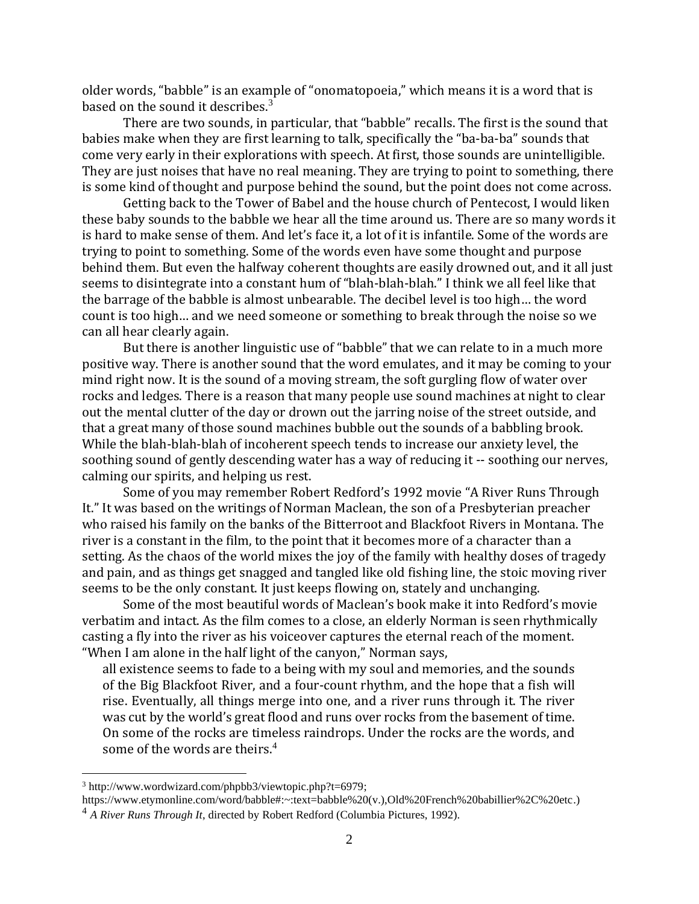older words, “babble” is an example of “onomatopoeia,” which means it is a word that is based on the sound it describes.[3]

There are two sounds, in particular, that “babble” recalls. The first is the sound that babies make when they are first learning to talk, specifically the “ba-ba-ba” sounds that come very early in their explorations with speech. At first, those sounds are unintelligible. They are just noises that have no real meaning. They are trying to point to something, there is some kind of thought and purpose behind the sound, but the point does not come across.

Getting back to the Tower of Babel and the house church of Pentecost, I would liken these baby sounds to the babble we hear all the time around us. There are so many words it is hard to make sense of them. And let’s face it, a lot of it is infantile. Some of the words are trying to point to something. Some of the words even have some thought and purpose behind them. But even the halfway coherent thoughts are easily drowned out, and it all just seems to disintegrate into a constant hum of “blah-blah-blah.” I think we all feel like that the barrage of the babble is almost unbearable. The decibel level is too high… the word count is too high… and we need someone or something to break through the noise so we can all hear clearly again.

But there is another linguistic use of “babble” that we can relate to in a much more positive way. There is another sound that the word emulates, and it may be coming to your mind right now. It is the sound of a moving stream, the soft gurgling flow of water over rocks and ledges. There is a reason that many people use sound machines at night to clear out the mental clutter of the day or drown out the jarring noise of the street outside, and that a great many of those sound machines bubble out the sounds of a babbling brook. While the blah-blah-blah of incoherent speech tends to increase our anxiety level, the soothing sound of gently descending water has a way of reducing it -- soothing our nerves, calming our spirits, and helping us rest.

Some of you may remember Robert Redford’s 1992 movie “A River Runs Through It.” It was based on the writings of Norman Maclean, the son of a Presbyterian preacher who raised his family on the banks of the Bitterroot and Blackfoot Rivers in Montana. The river is a constant in the film, to the point that it becomes more of a character than a setting. As the chaos of the world mixes the joy of the family with healthy doses of tragedy and pain, and as things get snagged and tangled like old fishing line, the stoic moving river seems to be the only constant. It just keeps flowing on, stately and unchanging.

Some of the most beautiful words of Maclean’s book make it into Redford’s movie verbatim and intact. As the film comes to a close, an elderly Norman is seen rhythmically casting a fly into the river as his voiceover captures the eternal reach of the moment. “When I am alone in the half light of the canyon,” Norman says,

> all existence seems to fade to a being with my soul and memories, and the sounds of the Big Blackfoot River, and a four-count rhythm, and the hope that a fish will rise. Eventually, all things merge into one, and a river runs through it. The river was cut by the world’s great flood and runs over rocks from the basement of time. On some of the rocks are timeless raindrops. Under the rocks are the words, and some of the words are theirs.[4]

---

[3] http://www.wordwizard.com/phpbb3/viewtopic.php?t=6979; https://www.etymonline.com/word/babble#:~:text=babble%20(v.),Old%20French%20babillier%2C%20etc.)

[4] *A River Runs Through It*, directed by Robert Redford (Columbia Pictures, 1992).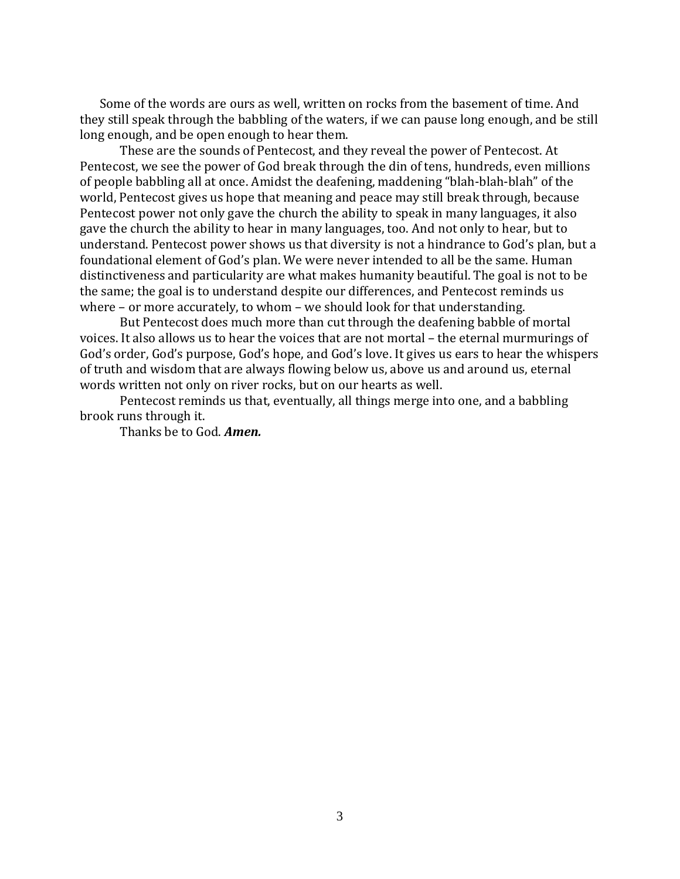Some of the words are ours as well, written on rocks from the basement of time. And they still speak through the babbling of the waters, if we can pause long enough, and be still long enough, and be open enough to hear them.

These are the sounds of Pentecost, and they reveal the power of Pentecost. At Pentecost, we see the power of God break through the din of tens, hundreds, even millions of people babbling all at once. Amidst the deafening, maddening "blah-blah-blah" of the world, Pentecost gives us hope that meaning and peace may still break through, because Pentecost power not only gave the church the ability to speak in many languages, it also gave the church the ability to hear in many languages, too. And not only to hear, but to understand. Pentecost power shows us that diversity is not a hindrance to God's plan, but a foundational element of God's plan. We were never intended to all be the same. Human distinctiveness and particularity are what makes humanity beautiful. The goal is not to be the same; the goal is to understand despite our differences, and Pentecost reminds us where – or more accurately, to whom – we should look for that understanding.

But Pentecost does much more than cut through the deafening babble of mortal voices. It also allows us to hear the voices that are not mortal – the eternal murmurings of God's order, God's purpose, God's hope, and God's love. It gives us ears to hear the whispers of truth and wisdom that are always flowing below us, above us and around us, eternal words written not only on river rocks, but on our hearts as well.

Pentecost reminds us that, eventually, all things merge into one, and a babbling brook runs through it.

Thanks be to God. ***Amen.***